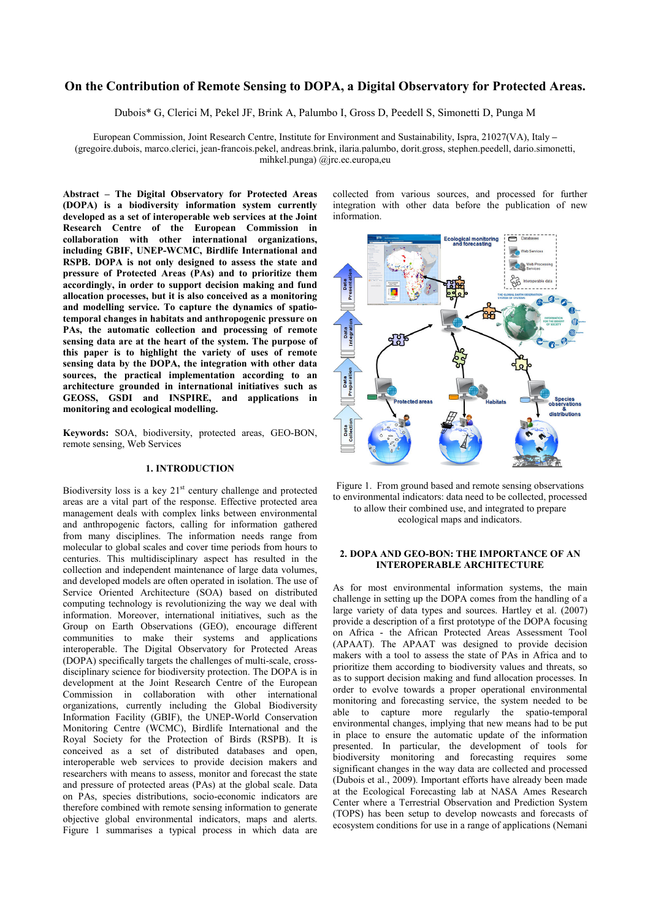# On the Contribution of Remote Sensing to DOPA, a Digital Observatory for Protected Areas.

Dubois* G, Clerici M, Pekel JF, Brink A, Palumbo I, Gross D, Peedell S, Simonetti D, Punga M

European Commission, Joint Research Centre, Institute for Environment and Sustainability, Ispra, 21027(VA), Italy – (gregoire.dubois, marco.clerici, jean-francois.pekel, andreas.brink, ilaria.palumbo, dorit.gross, stephen.peedell, dario.simonetti, mihkel.punga) @jrc.ec.europa,eu

**Abstract – The Digital Observatory for Protected Areas (DOPA) is a biodiversity information system currently developed as a set of interoperable web services at the Joint Research Centre of the European Commission in collaboration with other international organizations, including GBIF, UNEP-WCMC, Birdlife International and RSPB. DOPA is not only designed to assess the state and pressure of Protected Areas (PAs) and to prioritize them accordingly, in order to support decision making and fund allocation processes, but it is also conceived as a monitoring and modelling service. To capture the dynamics of spatio-temporal changes in habitats and anthropogenic pressure on PAs, the automatic collection and processing of remote sensing data are at the heart of the system. The purpose of this paper is to highlight the variety of uses of remote sensing data by the DOPA, the integration with other data sources, the practical implementation according to an architecture grounded in international initiatives such as GEOSS, GSDI and INSPIRE, and applications in monitoring and ecological modelling.**

**Keywords:** SOA, biodiversity, protected areas, GEO-BON, remote sensing, Web Services

## 1. INTRODUCTION

Biodiversity loss is a key 21st century challenge and protected areas are a vital part of the response. Effective protected area management deals with complex links between environmental and anthropogenic factors, calling for information gathered from many disciplines. The information needs range from molecular to global scales and cover time periods from hours to centuries. This multidisciplinary aspect has resulted in the collection and independent maintenance of large data volumes, and developed models are often operated in isolation. The use of Service Oriented Architecture (SOA) based on distributed computing technology is revolutionizing the way we deal with information. Moreover, international initiatives, such as the Group on Earth Observations (GEO), encourage different communities to make their systems and applications interoperable. The Digital Observatory for Protected Areas (DOPA) specifically targets the challenges of multi-scale, cross-disciplinary science for biodiversity protection. The DOPA is in development at the Joint Research Centre of the European Commission in collaboration with other international organizations, currently including the Global Biodiversity Information Facility (GBIF), the UNEP-World Conservation Monitoring Centre (WCMC), Birdlife International and the Royal Society for the Protection of Birds (RSPB). It is conceived as a set of distributed databases and open, interoperable web services to provide decision makers and researchers with means to assess, monitor and forecast the state and pressure of protected areas (PAs) at the global scale. Data on PAs, species distributions, socio-economic indicators are therefore combined with remote sensing information to generate objective global environmental indicators, maps and alerts. Figure 1 summarises a typical process in which data are collected from various sources, and processed for further integration with other data before the publication of new information.

Figure 1. From ground based and remote sensing observations to environmental indicators: data need to be collected, processed to allow their combined use, and integrated to prepare ecological maps and indicators.

## 2. DOPA AND GEO-BON: THE IMPORTANCE OF AN INTEROPERABLE ARCHITECTURE

As for most environmental information systems, the main challenge in setting up the DOPA comes from the handling of a large variety of data types and sources. Hartley et al. (2007) provide a description of a first prototype of the DOPA focusing on Africa - the African Protected Areas Assessment Tool (APAAT). The APAAT was designed to provide decision makers with a tool to assess the state of PAs in Africa and to prioritize them according to biodiversity values and threats, so as to support decision making and fund allocation processes. In order to evolve towards a proper operational environmental monitoring and forecasting service, the system needed to be able to capture more regularly the spatio-temporal environmental changes, implying that new means had to be put in place to ensure the automatic update of the information presented. In particular, the development of tools for biodiversity monitoring and forecasting requires some significant changes in the way data are collected and processed (Dubois et al., 2009). Important efforts have already been made at the Ecological Forecasting lab at NASA Ames Research Center where a Terrestrial Observation and Prediction System (TOPS) has been setup to develop nowcasts and forecasts of ecosystem conditions for use in a range of applications (Nemani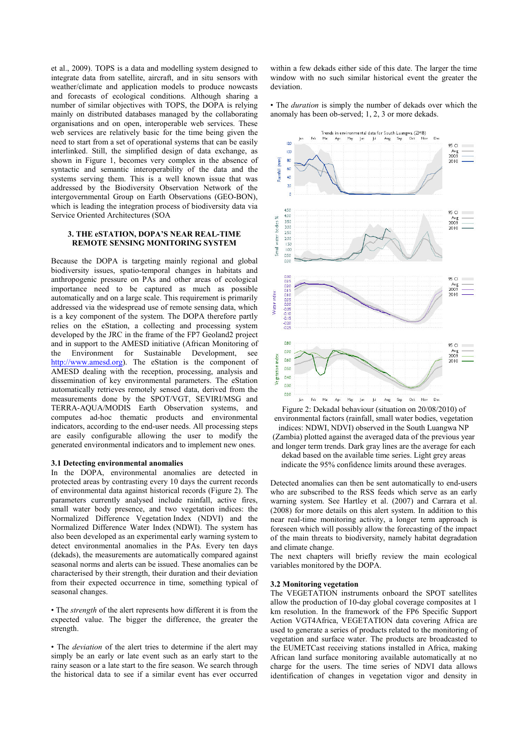et al., 2009). TOPS is a data and modelling system designed to integrate data from satellite, aircraft, and in situ sensors with weather/climate and application models to produce nowcasts and forecasts of ecological conditions. Although sharing a number of similar objectives with TOPS, the DOPA is relying mainly on distributed databases managed by the collaborating organisations and on open, interoperable web services. These web services are relatively basic for the time being given the need to start from a set of operational systems that can be easily interlinked. Still, the simplified design of data exchange, as shown in Figure 1, becomes very complex in the absence of syntactic and semantic interoperability of the data and the systems serving them. This is a well known issue that was addressed by the Biodiversity Observation Network of the intergovernmental Group on Earth Observations (GEO-BON), which is leading the integration process of biodiversity data via Service Oriented Architectures (SOA

## 3. THE eSTATION, DOPA'S NEAR REAL-TIME REMOTE SENSING MONITORING SYSTEM

Because the DOPA is targeting mainly regional and global biodiversity issues, spatio-temporal changes in habitats and anthropogenic pressure on PAs and other areas of ecological importance need to be captured as much as possible automatically and on a large scale. This requirement is primarily addressed via the widespread use of remote sensing data, which is a key component of the system. The DOPA therefore partly relies on the eStation, a collecting and processing system developed by the JRC in the frame of the FP7 Geoland2 project and in support to the AMESD initiative (African Monitoring of the Environment for Sustainable Development, see http://www.amesd.org). The eStation is the component of AMESD dealing with the reception, processing, analysis and dissemination of key environmental parameters. The eStation automatically retrieves remotely sensed data, derived from the measurements done by the SPOT/VGT, SEVIRI/MSG and TERRA-AQUA/MODIS Earth Observation systems, and computes ad-hoc thematic products and environmental indicators, according to the end-user needs. All processing steps are easily configurable allowing the user to modify the generated environmental indicators and to implement new ones.

### 3.1 Detecting environmental anomalies

In the DOPA, environmental anomalies are detected in protected areas by contrasting every 10 days the current records of environmental data against historical records (Figure 2). The parameters currently analysed include rainfall, active fires, small water body presence, and two vegetation indices: the Normalized Difference Vegetation Index (NDVI) and the Normalized Difference Water Index (NDWI). The system has also been developed as an experimental early warning system to detect environmental anomalies in the PAs. Every ten days (dekads), the measurements are automatically compared against seasonal norms and alerts can be issued. These anomalies can be characterised by their strength, their duration and their deviation from their expected occurrence in time, something typical of seasonal changes.

- The *strength* of the alert represents how different it is from the expected value. The bigger the difference, the greater the strength.

- The *deviation* of the alert tries to determine if the alert may simply be an early or late event such as an early start to the rainy season or a late start to the fire season. We search through the historical data to see if a similar event has ever occurred within a few dekads either side of this date. The larger the time window with no such similar historical event the greater the deviation.

- The *duration* is simply the number of dekads over which the anomaly has been ob-served; 1, 2, 3 or more dekads.

Figure 2: Dekadal behaviour (situation on 20/08/2010) of environmental factors (rainfall, small water bodies, vegetation indices: NDWI, NDVI) observed in the South Luangwa NP (Zambia) plotted against the averaged data of the previous year and longer term trends. Dark gray lines are the average for each dekad based on the available time series. Light grey areas indicate the 95% confidence limits around these averages.

Detected anomalies can then be sent automatically to end-users who are subscribed to the RSS feeds which serve as an early warning system. See Hartley et al. (2007) and Carrara et al. (2008) for more details on this alert system. In addition to this near real-time monitoring activity, a longer term approach is foreseen which will possibly allow the forecasting of the impact of the main threats to biodiversity, namely habitat degradation and climate change.

The next chapters will briefly review the main ecological variables monitored by the DOPA.

### 3.2 Monitoring vegetation

The VEGETATION instruments onboard the SPOT satellites allow the production of 10-day global coverage composites at 1 km resolution. In the framework of the FP6 Specific Support Action VGT4Africa, VEGETATION data covering Africa are used to generate a series of products related to the monitoring of vegetation and surface water. The products are broadcasted to the EUMETCast receiving stations installed in Africa, making African land surface monitoring available automatically at no charge for the users. The time series of NDVI data allows identification of changes in vegetation vigor and density in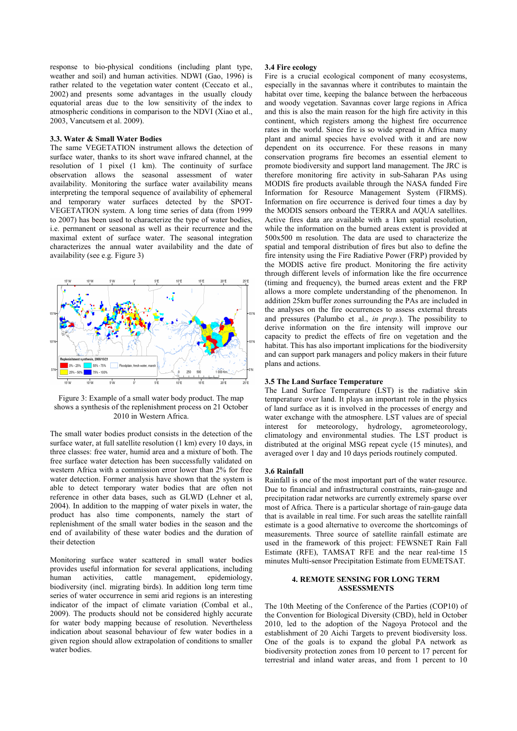response to bio-physical conditions (including plant type, weather and soil) and human activities. NDWI (Gao, 1996) is rather related to the vegetation water content (Ceccato et al., 2002) and presents some advantages in the usually cloudy equatorial areas due to the low sensitivity of the index to atmospheric conditions in comparison to the NDVI (Xiao et al., 2003, Vancutsem et al. 2009).

### 3.3. Water & Small Water Bodies

The same VEGETATION instrument allows the detection of surface water, thanks to its short wave infrared channel, at the resolution of 1 pixel (1 km). The continuity of surface observation allows the seasonal assessment of water availability. Monitoring the surface water availability means interpreting the temporal sequence of availability of ephemeral and temporary water surfaces detected by the SPOT-VEGETATION system. A long time series of data (from 1999 to 2007) has been used to characterize the type of water bodies, i.e. permanent or seasonal as well as their recurrence and the maximal extent of surface water. The seasonal integration characterizes the annual water availability and the date of availability (see e.g. Figure 3)

Figure 3: Example of a small water body product. The map shows a synthesis of the replenishment process on 21 October 2010 in Western Africa.

The small water bodies product consists in the detection of the surface water, at full satellite resolution (1 km) every 10 days, in three classes: free water, humid area and a mixture of both. The free surface water detection has been successfully validated on western Africa with a commission error lower than 2% for free water detection. Former analysis have shown that the system is able to detect temporary water bodies that are often not reference in other data bases, such as GLWD (Lehner et al, 2004). In addition to the mapping of water pixels in water, the product has also time components, namely the start of replenishment of the small water bodies in the season and the end of availability of these water bodies and the duration of their detection

Monitoring surface water scattered in small water bodies provides useful information for several applications, including human activities, cattle management, epidemiology, biodiversity (incl. migrating birds). In addition long term time series of water occurrence in semi arid regions is an interesting indicator of the impact of climate variation (Combal et al., 2009). The products should not be considered highly accurate for water body mapping because of resolution. Nevertheless indication about seasonal behaviour of few water bodies in a given region should allow extrapolation of conditions to smaller water bodies.

### 3.4 Fire ecology

Fire is a crucial ecological component of many ecosystems, especially in the savannas where it contributes to maintain the habitat over time, keeping the balance between the herbaceous and woody vegetation. Savannas cover large regions in Africa and this is also the main reason for the high fire activity in this continent, which registers among the highest fire occurrence rates in the world. Since fire is so wide spread in Africa many plant and animal species have evolved with it and are now dependent on its occurrence. For these reasons in many conservation programs fire becomes an essential element to promote biodiversity and support land management. The JRC is therefore monitoring fire activity in sub-Saharan PAs using MODIS fire products available through the NASA funded Fire Information for Resource Management System (FIRMS). Information on fire occurrence is derived four times a day by the MODIS sensors onboard the TERRA and AQUA satellites. Active fires data are available with a 1km spatial resolution, while the information on the burned areas extent is provided at 500x500 m resolution. The data are used to characterize the spatial and temporal distribution of fires but also to define the fire intensity using the Fire Radiative Power (FRP) provided by the MODIS active fire product. Monitoring the fire activity through different levels of information like the fire occurrence (timing and frequency), the burned areas extent and the FRP allows a more complete understanding of the phenomenon. In addition 25km buffer zones surrounding the PAs are included in the analyses on the fire occurrences to assess external threats and pressures (Palumbo et al., *in prep*.). The possibility to derive information on the fire intensity will improve our capacity to predict the effects of fire on vegetation and the habitat. This has also important implications for the biodiversity and can support park managers and policy makers in their future plans and actions.

### 3.5 The Land Surface Temperature

The Land Surface Temperature (LST) is the radiative skin temperature over land. It plays an important role in the physics of land surface as it is involved in the processes of energy and water exchange with the atmosphere. LST values are of special interest for meteorology, hydrology, agrometeorology, climatology and environmental studies. The LST product is distributed at the original MSG repeat cycle (15 minutes), and averaged over 1 day and 10 days periods routinely computed.

### 3.6 Rainfall

Rainfall is one of the most important part of the water resource. Due to financial and infrastructural constraints, rain-gauge and precipitation radar networks are currently extremely sparse over most of Africa. There is a particular shortage of rain-gauge data that is available in real time. For such areas the satellite rainfall estimate is a good alternative to overcome the shortcomings of measurements. Three source of satellite rainfall estimate are used in the framework of this project: FEWSNET Rain Fall Estimate (RFE), TAMSAT RFE and the near real-time 15 minutes Multi-sensor Precipitation Estimate from EUMETSAT.

## 4. REMOTE SENSING FOR LONG TERM ASSESSMENTS

The 10th Meeting of the Conference of the Parties (COP10) of the Convention for Biological Diversity (CBD), held in October 2010, led to the adoption of the Nagoya Protocol and the establishment of 20 Aichi Targets to prevent biodiversity loss. One of the goals is to expand the global PA network as biodiversity protection zones from 10 percent to 17 percent for terrestrial and inland water areas, and from 1 percent to 10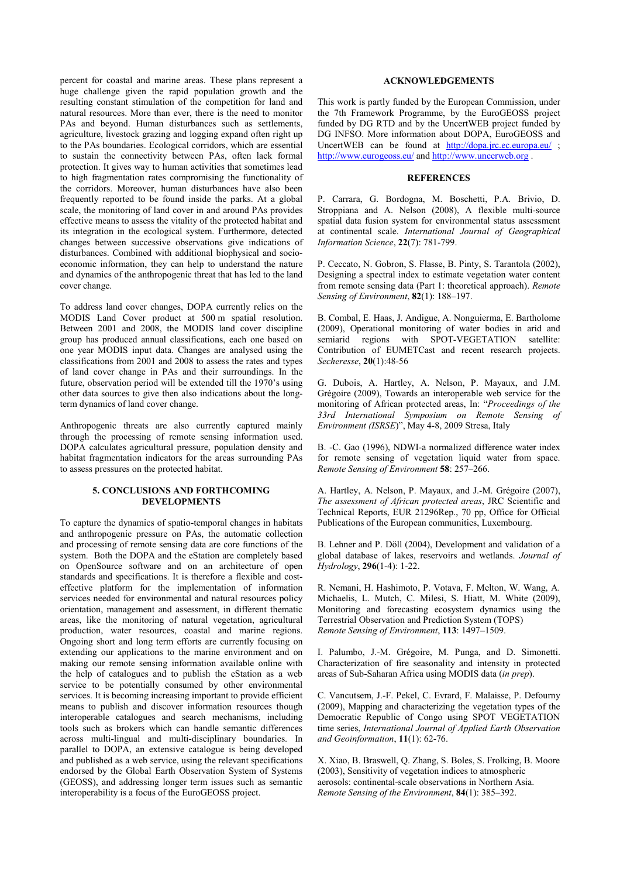percent for coastal and marine areas. These plans represent a huge challenge given the rapid population growth and the resulting constant stimulation of the competition for land and natural resources. More than ever, there is the need to monitor PAs and beyond. Human disturbances such as settlements, agriculture, livestock grazing and logging expand often right up to the PAs boundaries. Ecological corridors, which are essential to sustain the connectivity between PAs, often lack formal protection. It gives way to human activities that sometimes lead to high fragmentation rates compromising the functionality of the corridors. Moreover, human disturbances have also been frequently reported to be found inside the parks. At a global scale, the monitoring of land cover in and around PAs provides effective means to assess the vitality of the protected habitat and its integration in the ecological system. Furthermore, detected changes between successive observations give indications of disturbances. Combined with additional biophysical and socio-economic information, they can help to understand the nature and dynamics of the anthropogenic threat that has led to the land cover change.

To address land cover changes, DOPA currently relies on the MODIS Land Cover product at 500 m spatial resolution. Between 2001 and 2008, the MODIS land cover discipline group has produced annual classifications, each one based on one year MODIS input data. Changes are analysed using the classifications from 2001 and 2008 to assess the rates and types of land cover change in PAs and their surroundings. In the future, observation period will be extended till the 1970's using other data sources to give then also indications about the long-term dynamics of land cover change.

Anthropogenic threats are also currently captured mainly through the processing of remote sensing information used. DOPA calculates agricultural pressure, population density and habitat fragmentation indicators for the areas surrounding PAs to assess pressures on the protected habitat.

## 5. CONCLUSIONS AND FORTHCOMING DEVELOPMENTS

To capture the dynamics of spatio-temporal changes in habitats and anthropogenic pressure on PAs, the automatic collection and processing of remote sensing data are core functions of the system. Both the DOPA and the eStation are completely based on OpenSource software and on an architecture of open standards and specifications. It is therefore a flexible and cost-effective platform for the implementation of information services needed for environmental and natural resources policy orientation, management and assessment, in different thematic areas, like the monitoring of natural vegetation, agricultural production, water resources, coastal and marine regions. Ongoing short and long term efforts are currently focusing on extending our applications to the marine environment and on making our remote sensing information available online with the help of catalogues and to publish the eStation as a web service to be potentially consumed by other environmental services. It is becoming increasing important to provide efficient means to publish and discover information resources though interoperable catalogues and search mechanisms, including tools such as brokers which can handle semantic differences across multi-lingual and multi-disciplinary boundaries. In parallel to DOPA, an extensive catalogue is being developed and published as a web service, using the relevant specifications endorsed by the Global Earth Observation System of Systems (GEOSS), and addressing longer term issues such as semantic interoperability is a focus of the EuroGEOSS project.

## ACKNOWLEDGEMENTS

This work is partly funded by the European Commission, under the 7th Framework Programme, by the EuroGEOSS project funded by DG RTD and by the UncertWEB project funded by DG INFSO. More information about DOPA, EuroGEOSS and UncertWEB can be found at http://dopa.jrc.ec.europa.eu/ ; http://www.eurogeoss.eu/ and http://www.uncerweb.org .

## REFERENCES

P. Carrara, G. Bordogna, M. Boschetti, P.A. Brivio, D. Stroppiana and A. Nelson (2008), A flexible multi-source spatial data fusion system for environmental status assessment at continental scale. *International Journal of Geographical Information Science*, **22**(7): 781-799.

P. Ceccato, N. Gobron, S. Flasse, B. Pinty, S. Tarantola (2002), Designing a spectral index to estimate vegetation water content from remote sensing data (Part 1: theoretical approach). *Remote Sensing of Environment*, **82**(1): 188–197.

B. Combal, E. Haas, J. Andigue, A. Nonguierma, E. Bartholome (2009), Operational monitoring of water bodies in arid and semiarid regions with SPOT-VEGETATION satellite: Contribution of EUMETCast and recent research projects. *Secheresse*, **20**(1):48-56

G. Dubois, A. Hartley, A. Nelson, P. Mayaux, and J.M. Grégoire (2009), Towards an interoperable web service for the monitoring of African protected areas, In: "*Proceedings of the 33rd International Symposium on Remote Sensing of Environment (ISRSE)*", May 4-8, 2009 Stresa, Italy

B. -C. Gao (1996), NDWI-a normalized difference water index for remote sensing of vegetation liquid water from space. *Remote Sensing of Environment* **58**: 257–266.

A. Hartley, A. Nelson, P. Mayaux, and J.-M. Grégoire (2007), *The assessment of African protected areas*, JRC Scientific and Technical Reports, EUR 21296Rep., 70 pp, Office for Official Publications of the European communities, Luxembourg.

B. Lehner and P. Döll (2004), Development and validation of a global database of lakes, reservoirs and wetlands. *Journal of Hydrology*, **296**(1-4): 1-22.

R. Nemani, H. Hashimoto, P. Votava, F. Melton, W. Wang, A. Michaelis, L. Mutch, C. Milesi, S. Hiatt, M. White (2009), Monitoring and forecasting ecosystem dynamics using the Terrestrial Observation and Prediction System (TOPS) *Remote Sensing of Environment*, **113**: 1497–1509.

I. Palumbo, J.-M. Grégoire, M. Punga, and D. Simonetti. Characterization of fire seasonality and intensity in protected areas of Sub-Saharan Africa using MODIS data (*in prep*).

C. Vancutsem, J.-F. Pekel, C. Evrard, F. Malaisse, P. Defourny (2009), Mapping and characterizing the vegetation types of the Democratic Republic of Congo using SPOT VEGETATION time series, *International Journal of Applied Earth Observation and Geoinformation*, **11**(1): 62-76.

X. Xiao, B. Braswell, Q. Zhang, S. Boles, S. Frolking, B. Moore (2003), Sensitivity of vegetation indices to atmospheric aerosols: continental-scale observations in Northern Asia. *Remote Sensing of the Environment*, **84**(1): 385–392.